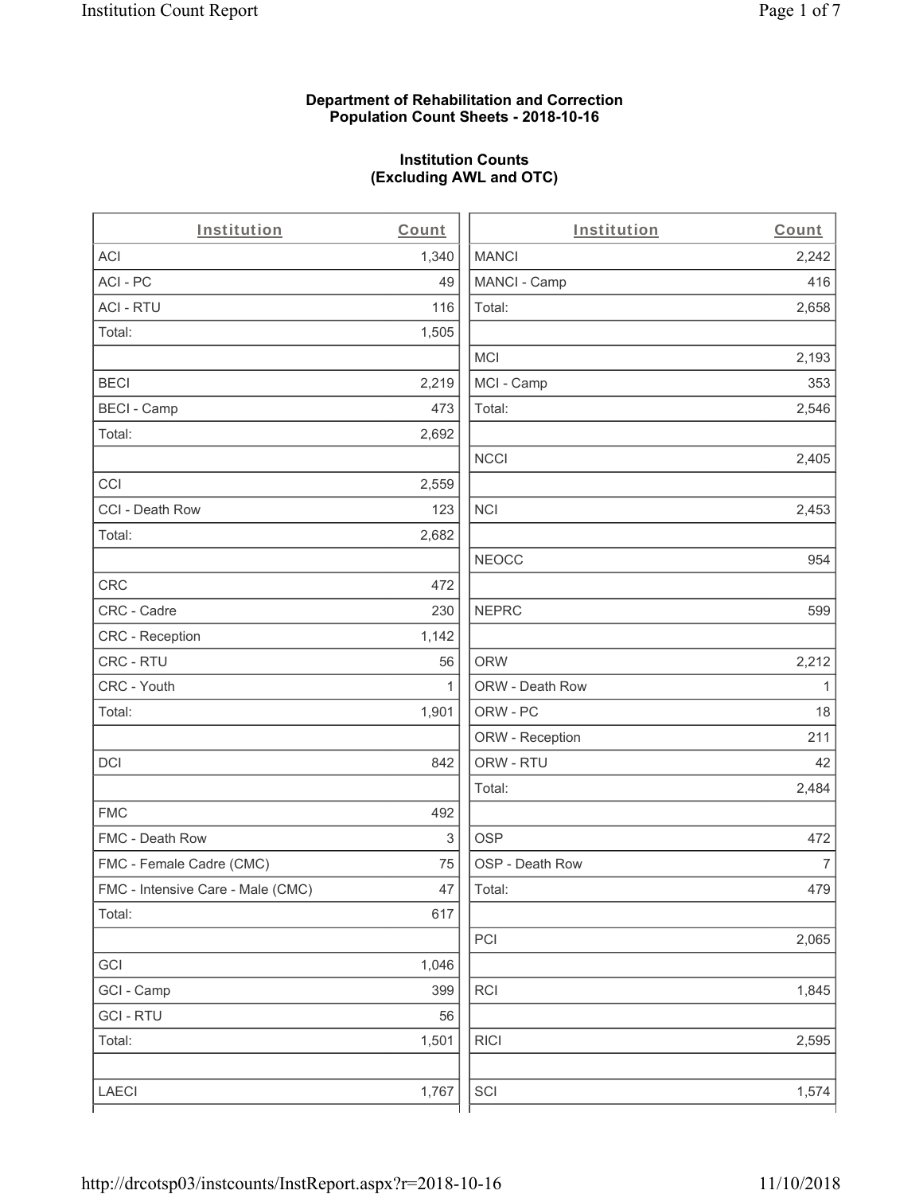**Department of Rehabilitation and Correction**
**Population Count Sheets - 2018-10-16**

**Institution Counts**
**(Excluding AWL and OTC)**

| Institution | Count |
|---|---|
| ACI | 1,340 |
| ACI - PC | 49 |
| ACI - RTU | 116 |
| Total: | 1,505 |
| | |
| BECI | 2,219 |
| BECI - Camp | 473 |
| Total: | 2,692 |
| | |
| CCI | 2,559 |
| CCI - Death Row | 123 |
| Total: | 2,682 |
| | |
| CRC | 472 |
| CRC - Cadre | 230 |
| CRC - Reception | 1,142 |
| CRC - RTU | 56 |
| CRC - Youth | 1 |
| Total: | 1,901 |
| | |
| DCI | 842 |
| | |
| FMC | 492 |
| FMC - Death Row | 3 |
| FMC - Female Cadre (CMC) | 75 |
| FMC - Intensive Care - Male (CMC) | 47 |
| Total: | 617 |
| | |
| GCI | 1,046 |
| GCI - Camp | 399 |
| GCI - RTU | 56 |
| Total: | 1,501 |
| | |
| LAECI | 1,767 |

| Institution | Count |
|---|---|
| MANCI | 2,242 |
| MANCI - Camp | 416 |
| Total: | 2,658 |
| | |
| MCI | 2,193 |
| MCI - Camp | 353 |
| Total: | 2,546 |
| | |
| NCCI | 2,405 |
| | |
| NCI | 2,453 |
| | |
| NEOCC | 954 |
| | |
| NEPRC | 599 |
| | |
| ORW | 2,212 |
| ORW - Death Row | 1 |
| ORW - PC | 18 |
| ORW - Reception | 211 |
| ORW - RTU | 42 |
| Total: | 2,484 |
| | |
| OSP | 472 |
| OSP - Death Row | 7 |
| Total: | 479 |
| | |
| PCI | 2,065 |
| | |
| RCI | 1,845 |
| | |
| RICI | 2,595 |
| | |
| SCI | 1,574 |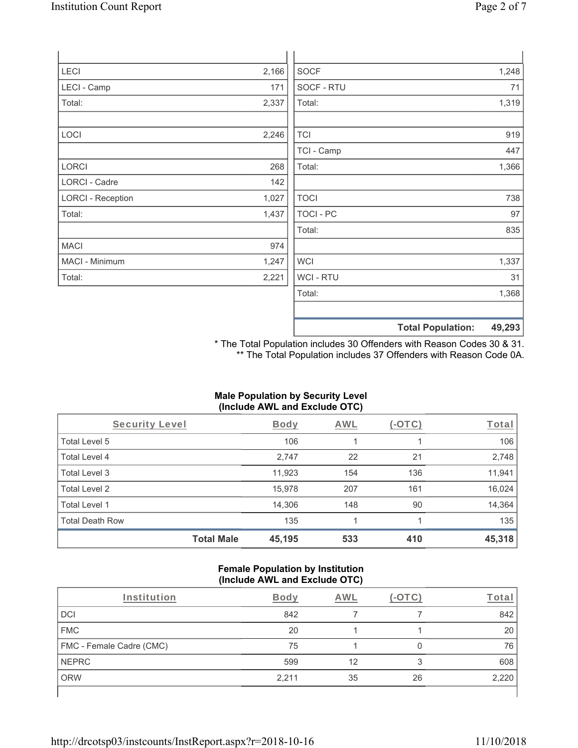| | |
|---|---|
| LECI | 2,166 |
| LECI - Camp | 171 |
| Total: | 2,337 |
| | |
| LOCI | 2,246 |
| | |
| LORCI | 268 |
| LORCI - Cadre | 142 |
| LORCI - Reception | 1,027 |
| Total: | 1,437 |
| | |
| MACI | 974 |
| MACI - Minimum | 1,247 |
| Total: | 2,221 |

| | |
|---|---|
| SOCF | 1,248 |
| SOCF - RTU | 71 |
| Total: | 1,319 |
| | |
| TCI | 919 |
| TCI - Camp | 447 |
| Total: | 1,366 |
| | |
| TOCI | 738 |
| TOCI - PC | 97 |
| Total: | 835 |
| | |
| WCI | 1,337 |
| WCI - RTU | 31 |
| Total: | 1,368 |
| | |
| **Total Population:** | **49,293** |

\* The Total Population includes 30 Offenders with Reason Codes 30 & 31.
\*\* The Total Population includes 37 Offenders with Reason Code 0A.

**Male Population by Security Level (Include AWL and Exclude OTC)**

| Security Level | Body | AWL | (-OTC) | Total |
|---|---|---|---|---|
| Total Level 5 | 106 | 1 | 1 | 106 |
| Total Level 4 | 2,747 | 22 | 21 | 2,748 |
| Total Level 3 | 11,923 | 154 | 136 | 11,941 |
| Total Level 2 | 15,978 | 207 | 161 | 16,024 |
| Total Level 1 | 14,306 | 148 | 90 | 14,364 |
| Total Death Row | 135 | 1 | 1 | 135 |
| **Total Male** | **45,195** | **533** | **410** | **45,318** |

**Female Population by Institution (Include AWL and Exclude OTC)**

| Institution | Body | AWL | (-OTC) | Total |
|---|---|---|---|---|
| DCI | 842 | 7 | 7 | 842 |
| FMC | 20 | 1 | 1 | 20 |
| FMC - Female Cadre (CMC) | 75 | 1 | 0 | 76 |
| NEPRC | 599 | 12 | 3 | 608 |
| ORW | 2,211 | 35 | 26 | 2,220 |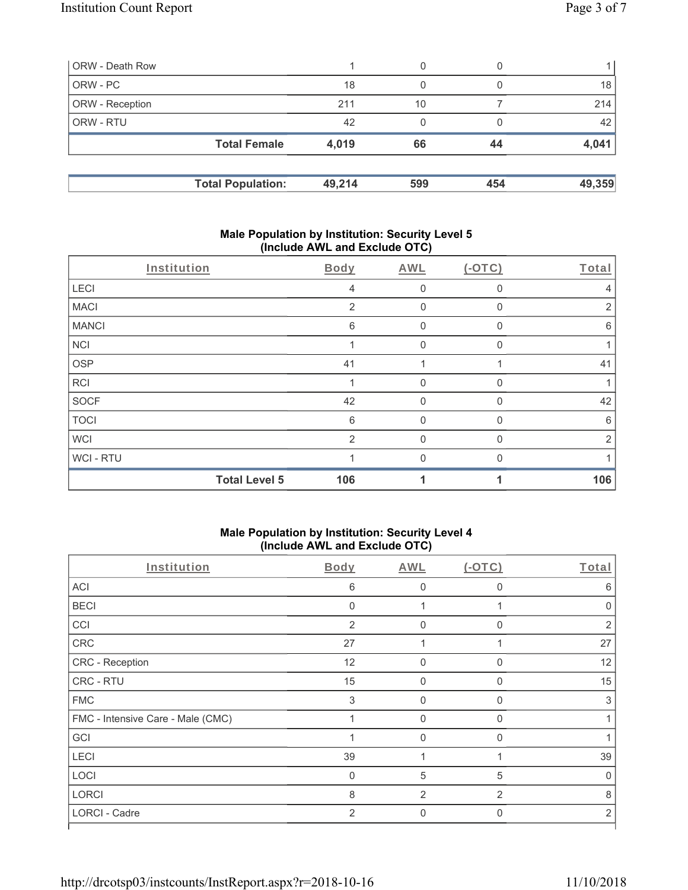| | | | | |
|---|---|---|---|---|
| ORW - Death Row | 1 | 0 | 0 | 1 |
| ORW - PC | 18 | 0 | 0 | 18 |
| ORW - Reception | 211 | 10 | 7 | 214 |
| ORW - RTU | 42 | 0 | 0 | 42 |
| **Total Female** | **4,019** | **66** | **44** | **4,041** |

| | | | | |
|---|---|---|---|---|
| **Total Population:** | **49,214** | **599** | **454** | **49,359** |

## Male Population by Institution: Security Level 5 (Include AWL and Exclude OTC)

| Institution | Body | AWL | (-OTC) | Total |
|---|---|---|---|---|
| LECI | 4 | 0 | 0 | 4 |
| MACI | 2 | 0 | 0 | 2 |
| MANCI | 6 | 0 | 0 | 6 |
| NCI | 1 | 0 | 0 | 1 |
| OSP | 41 | 1 | 1 | 41 |
| RCI | 1 | 0 | 0 | 1 |
| SOCF | 42 | 0 | 0 | 42 |
| TOCI | 6 | 0 | 0 | 6 |
| WCI | 2 | 0 | 0 | 2 |
| WCI - RTU | 1 | 0 | 0 | 1 |
| **Total Level 5** | **106** | **1** | **1** | **106** |

## Male Population by Institution: Security Level 4 (Include AWL and Exclude OTC)

| Institution | Body | AWL | (-OTC) | Total |
|---|---|---|---|---|
| ACI | 6 | 0 | 0 | 6 |
| BECI | 0 | 1 | 1 | 0 |
| CCI | 2 | 0 | 0 | 2 |
| CRC | 27 | 1 | 1 | 27 |
| CRC - Reception | 12 | 0 | 0 | 12 |
| CRC - RTU | 15 | 0 | 0 | 15 |
| FMC | 3 | 0 | 0 | 3 |
| FMC - Intensive Care - Male (CMC) | 1 | 0 | 0 | 1 |
| GCI | 1 | 0 | 0 | 1 |
| LECI | 39 | 1 | 1 | 39 |
| LOCI | 0 | 5 | 5 | 0 |
| LORCI | 8 | 2 | 2 | 8 |
| LORCI - Cadre | 2 | 0 | 0 | 2 |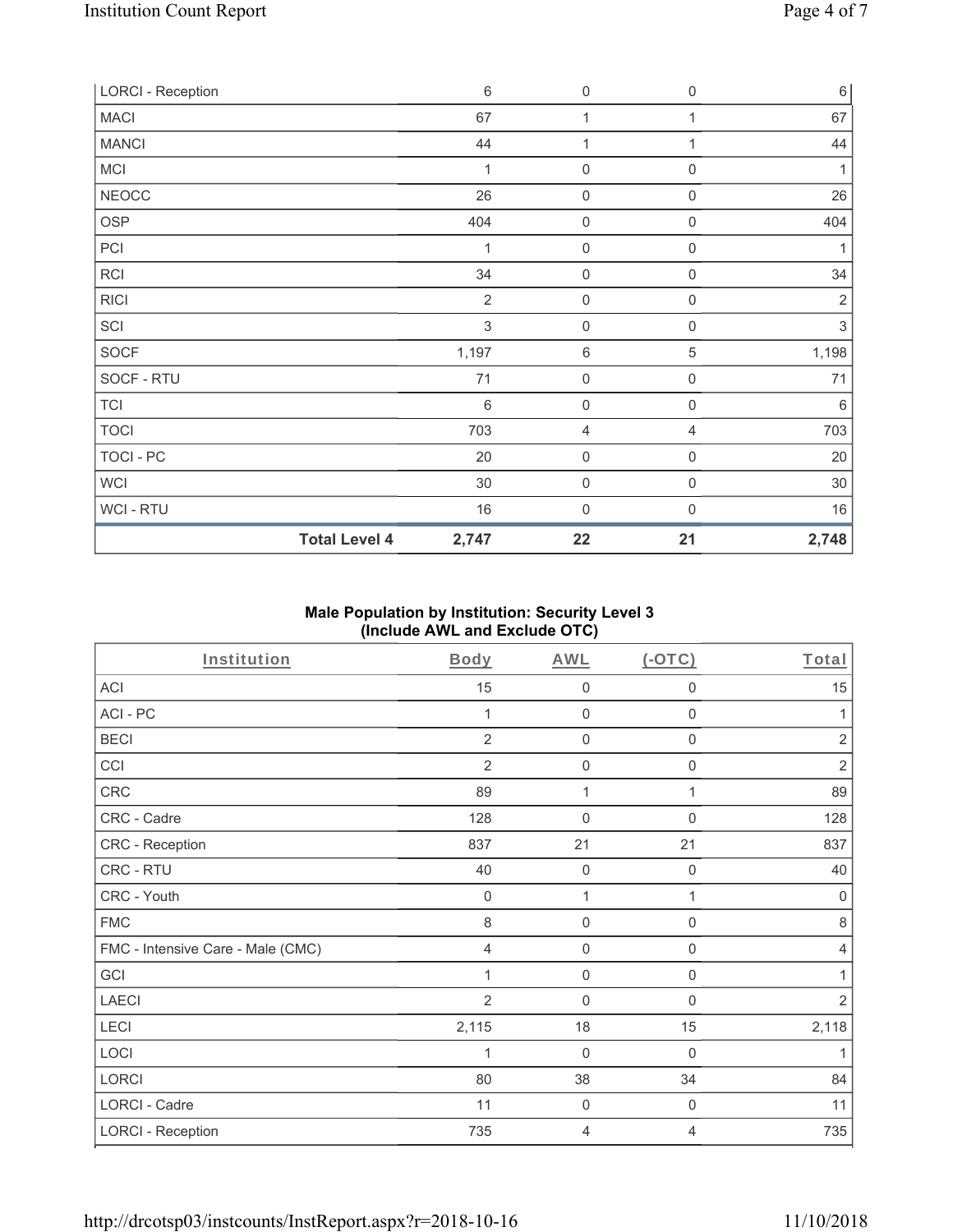| LORCI - Reception | 6 | 0 | 0 | 6 |
|---|---|---|---|---|
| MACI | 67 | 1 | 1 | 67 |
| MANCI | 44 | 1 | 1 | 44 |
| MCI | 1 | 0 | 0 | 1 |
| NEOCC | 26 | 0 | 0 | 26 |
| OSP | 404 | 0 | 0 | 404 |
| PCI | 1 | 0 | 0 | 1 |
| RCI | 34 | 0 | 0 | 34 |
| RICI | 2 | 0 | 0 | 2 |
| SCI | 3 | 0 | 0 | 3 |
| SOCF | 1,197 | 6 | 5 | 1,198 |
| SOCF - RTU | 71 | 0 | 0 | 71 |
| TCI | 6 | 0 | 0 | 6 |
| TOCI | 703 | 4 | 4 | 703 |
| TOCI - PC | 20 | 0 | 0 | 20 |
| WCI | 30 | 0 | 0 | 30 |
| WCI - RTU | 16 | 0 | 0 | 16 |
| **Total Level 4** | **2,747** | **22** | **21** | **2,748** |

### Male Population by Institution: Security Level 3 (Include AWL and Exclude OTC)

| Institution | Body | AWL | (-OTC) | Total |
|---|---|---|---|---|
| ACI | 15 | 0 | 0 | 15 |
| ACI - PC | 1 | 0 | 0 | 1 |
| BECI | 2 | 0 | 0 | 2 |
| CCI | 2 | 0 | 0 | 2 |
| CRC | 89 | 1 | 1 | 89 |
| CRC - Cadre | 128 | 0 | 0 | 128 |
| CRC - Reception | 837 | 21 | 21 | 837 |
| CRC - RTU | 40 | 0 | 0 | 40 |
| CRC - Youth | 0 | 1 | 1 | 0 |
| FMC | 8 | 0 | 0 | 8 |
| FMC - Intensive Care - Male (CMC) | 4 | 0 | 0 | 4 |
| GCI | 1 | 0 | 0 | 1 |
| LAECI | 2 | 0 | 0 | 2 |
| LECI | 2,115 | 18 | 15 | 2,118 |
| LOCI | 1 | 0 | 0 | 1 |
| LORCI | 80 | 38 | 34 | 84 |
| LORCI - Cadre | 11 | 0 | 0 | 11 |
| LORCI - Reception | 735 | 4 | 4 | 735 |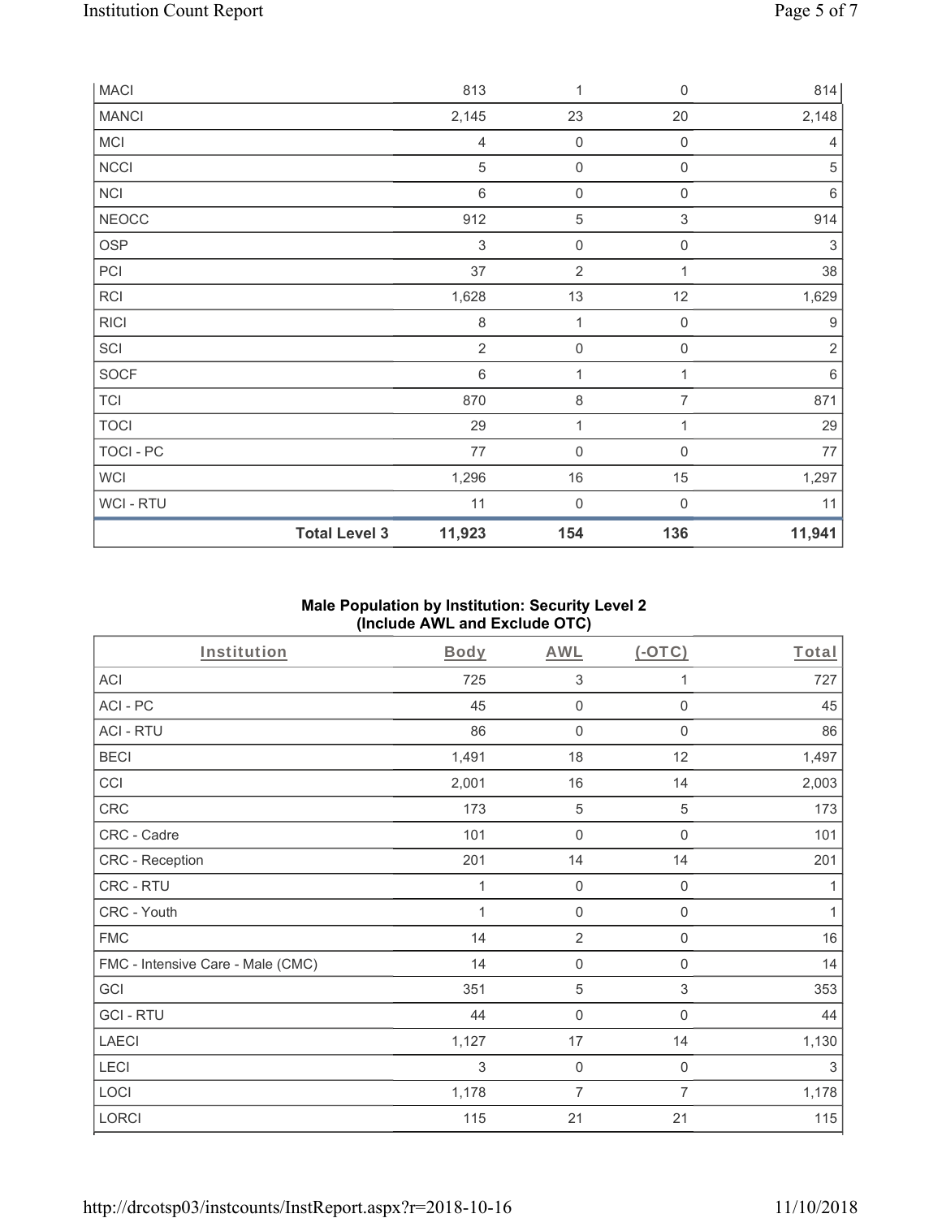| MACI | | 813 | 1 | 0 | 814 |
|---|---|---|---|---|---|
| MANCI | | 2,145 | 23 | 20 | 2,148 |
| MCI | | 4 | 0 | 0 | 4 |
| NCCI | | 5 | 0 | 0 | 5 |
| NCI | | 6 | 0 | 0 | 6 |
| NEOCC | | 912 | 5 | 3 | 914 |
| OSP | | 3 | 0 | 0 | 3 |
| PCI | | 37 | 2 | 1 | 38 |
| RCI | | 1,628 | 13 | 12 | 1,629 |
| RICI | | 8 | 1 | 0 | 9 |
| SCI | | 2 | 0 | 0 | 2 |
| SOCF | | 6 | 1 | 1 | 6 |
| TCI | | 870 | 8 | 7 | 871 |
| TOCI | | 29 | 1 | 1 | 29 |
| TOCI - PC | | 77 | 0 | 0 | 77 |
| WCI | | 1,296 | 16 | 15 | 1,297 |
| WCI - RTU | | 11 | 0 | 0 | 11 |
| | **Total Level 3** | **11,923** | **154** | **136** | **11,941** |

### Male Population by Institution: Security Level 2 (Include AWL and Exclude OTC)

| Institution | Body | AWL | (-OTC) | Total |
|---|---|---|---|---|
| ACI | 725 | 3 | 1 | 727 |
| ACI - PC | 45 | 0 | 0 | 45 |
| ACI - RTU | 86 | 0 | 0 | 86 |
| BECI | 1,491 | 18 | 12 | 1,497 |
| CCI | 2,001 | 16 | 14 | 2,003 |
| CRC | 173 | 5 | 5 | 173 |
| CRC - Cadre | 101 | 0 | 0 | 101 |
| CRC - Reception | 201 | 14 | 14 | 201 |
| CRC - RTU | 1 | 0 | 0 | 1 |
| CRC - Youth | 1 | 0 | 0 | 1 |
| FMC | 14 | 2 | 0 | 16 |
| FMC - Intensive Care - Male (CMC) | 14 | 0 | 0 | 14 |
| GCI | 351 | 5 | 3 | 353 |
| GCI - RTU | 44 | 0 | 0 | 44 |
| LAECI | 1,127 | 17 | 14 | 1,130 |
| LECI | 3 | 0 | 0 | 3 |
| LOCI | 1,178 | 7 | 7 | 1,178 |
| LORCI | 115 | 21 | 21 | 115 |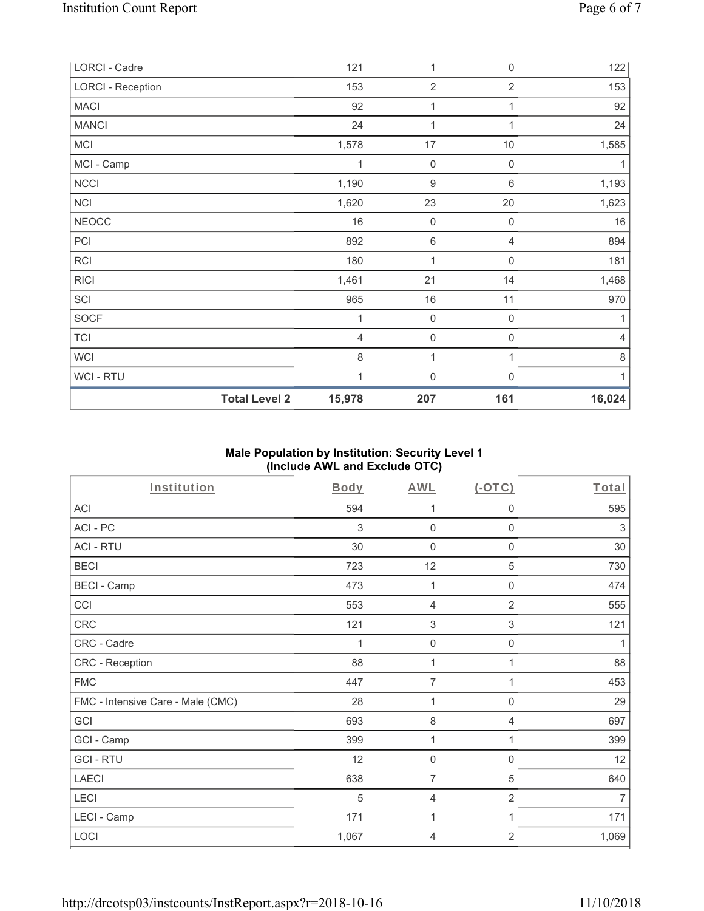| LORCI - Cadre | | 121 | 1 | 0 | 122 |
|---|---|---|---|---|---|
| LORCI - Reception | | 153 | 2 | 2 | 153 |
| MACI | | 92 | 1 | 1 | 92 |
| MANCI | | 24 | 1 | 1 | 24 |
| MCI | | 1,578 | 17 | 10 | 1,585 |
| MCI - Camp | | 1 | 0 | 0 | 1 |
| NCCI | | 1,190 | 9 | 6 | 1,193 |
| NCI | | 1,620 | 23 | 20 | 1,623 |
| NEOCC | | 16 | 0 | 0 | 16 |
| PCI | | 892 | 6 | 4 | 894 |
| RCI | | 180 | 1 | 0 | 181 |
| RICI | | 1,461 | 21 | 14 | 1,468 |
| SCI | | 965 | 16 | 11 | 970 |
| SOCF | | 1 | 0 | 0 | 1 |
| TCI | | 4 | 0 | 0 | 4 |
| WCI | | 8 | 1 | 1 | 8 |
| WCI - RTU | | 1 | 0 | 0 | 1 |
| | **Total Level 2** | **15,978** | **207** | **161** | **16,024** |

**Male Population by Institution: Security Level 1 (Include AWL and Exclude OTC)**

| Institution | Body | AWL | (-OTC) | Total |
|---|---|---|---|---|
| ACI | 594 | 1 | 0 | 595 |
| ACI - PC | 3 | 0 | 0 | 3 |
| ACI - RTU | 30 | 0 | 0 | 30 |
| BECI | 723 | 12 | 5 | 730 |
| BECI - Camp | 473 | 1 | 0 | 474 |
| CCI | 553 | 4 | 2 | 555 |
| CRC | 121 | 3 | 3 | 121 |
| CRC - Cadre | 1 | 0 | 0 | 1 |
| CRC - Reception | 88 | 1 | 1 | 88 |
| FMC | 447 | 7 | 1 | 453 |
| FMC - Intensive Care - Male (CMC) | 28 | 1 | 0 | 29 |
| GCI | 693 | 8 | 4 | 697 |
| GCI - Camp | 399 | 1 | 1 | 399 |
| GCI - RTU | 12 | 0 | 0 | 12 |
| LAECI | 638 | 7 | 5 | 640 |
| LECI | 5 | 4 | 2 | 7 |
| LECI - Camp | 171 | 1 | 1 | 171 |
| LOCI | 1,067 | 4 | 2 | 1,069 |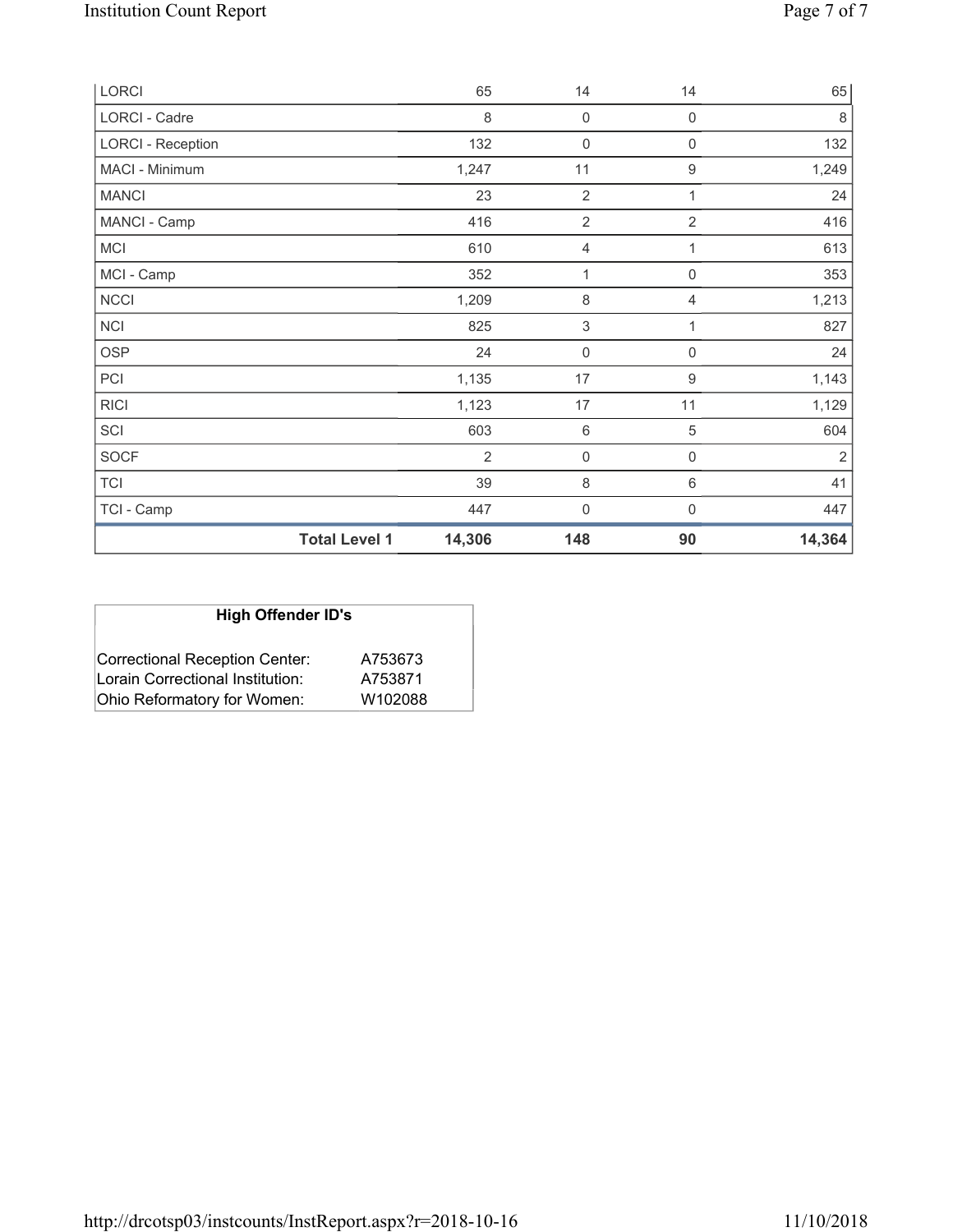| | | | | |
|---|---|---|---|---|
| LORCI | 65 | 14 | 14 | 65 |
| LORCI - Cadre | 8 | 0 | 0 | 8 |
| LORCI - Reception | 132 | 0 | 0 | 132 |
| MACI - Minimum | 1,247 | 11 | 9 | 1,249 |
| MANCI | 23 | 2 | 1 | 24 |
| MANCI - Camp | 416 | 2 | 2 | 416 |
| MCI | 610 | 4 | 1 | 613 |
| MCI - Camp | 352 | 1 | 0 | 353 |
| NCCI | 1,209 | 8 | 4 | 1,213 |
| NCI | 825 | 3 | 1 | 827 |
| OSP | 24 | 0 | 0 | 24 |
| PCI | 1,135 | 17 | 9 | 1,143 |
| RICI | 1,123 | 17 | 11 | 1,129 |
| SCI | 603 | 6 | 5 | 604 |
| SOCF | 2 | 0 | 0 | 2 |
| TCI | 39 | 8 | 6 | 41 |
| TCI - Camp | 447 | 0 | 0 | 447 |
| **Total Level 1** | **14,306** | **148** | **90** | **14,364** |

| High Offender ID's | |
|---|---|
| Correctional Reception Center: | A753673 |
| Lorain Correctional Institution: | A753871 |
| Ohio Reformatory for Women: | W102088 |